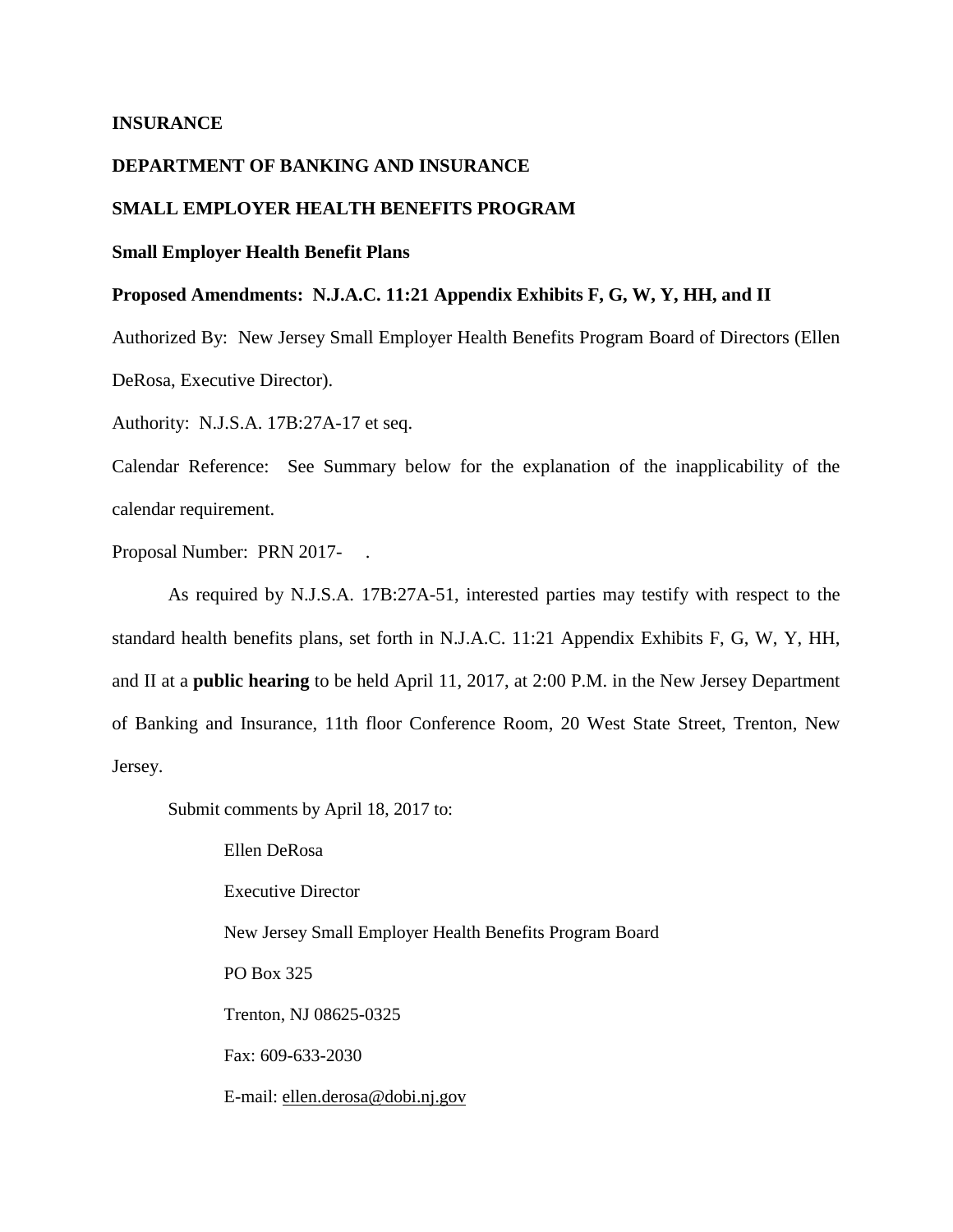**INSURANCE**

**DEPARTMENT OF BANKING AND INSURANCE**

**SMALL EMPLOYER HEALTH BENEFITS PROGRAM**

**Small Employer Health Benefit Plans**

**Proposed Amendments: N.J.A.C. 11:21 Appendix Exhibits F, G, W, Y, HH, and II**

Authorized By: New Jersey Small Employer Health Benefits Program Board of Directors (Ellen DeRosa, Executive Director).

Authority: N.J.S.A. 17B:27A-17 et seq.

Calendar Reference: See Summary below for the explanation of the inapplicability of the calendar requirement.

Proposal Number: PRN 2017- .

As required by N.J.S.A. 17B:27A-51, interested parties may testify with respect to the standard health benefits plans, set forth in N.J.A.C. 11:21 Appendix Exhibits F, G, W, Y, HH, and II at a **public hearing** to be held April 11, 2017, at 2:00 P.M. in the New Jersey Department of Banking and Insurance, 11th floor Conference Room, 20 West State Street, Trenton, New Jersey.

Submit comments by April 18, 2017 to:

Ellen DeRosa

Executive Director

New Jersey Small Employer Health Benefits Program Board

PO Box 325

Trenton, NJ 08625-0325

Fax: 609-633-2030

E-mail: ellen.derosa@dobi.nj.gov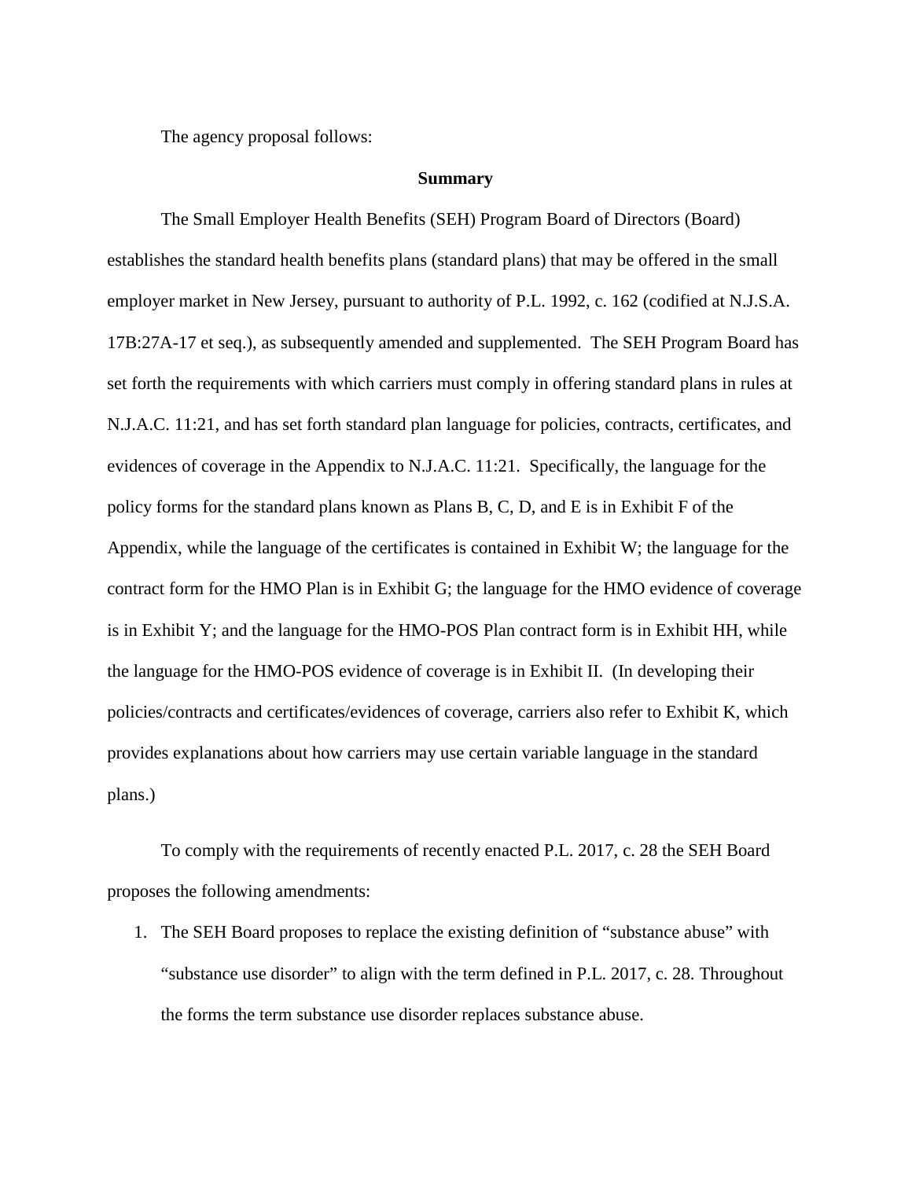The agency proposal follows:

**Summary**

The Small Employer Health Benefits (SEH) Program Board of Directors (Board) establishes the standard health benefits plans (standard plans) that may be offered in the small employer market in New Jersey, pursuant to authority of P.L. 1992, c. 162 (codified at N.J.S.A. 17B:27A-17 et seq.), as subsequently amended and supplemented. The SEH Program Board has set forth the requirements with which carriers must comply in offering standard plans in rules at N.J.A.C. 11:21, and has set forth standard plan language for policies, contracts, certificates, and evidences of coverage in the Appendix to N.J.A.C. 11:21. Specifically, the language for the policy forms for the standard plans known as Plans B, C, D, and E is in Exhibit F of the Appendix, while the language of the certificates is contained in Exhibit W; the language for the contract form for the HMO Plan is in Exhibit G; the language for the HMO evidence of coverage is in Exhibit Y; and the language for the HMO-POS Plan contract form is in Exhibit HH, while the language for the HMO-POS evidence of coverage is in Exhibit II. (In developing their policies/contracts and certificates/evidences of coverage, carriers also refer to Exhibit K, which provides explanations about how carriers may use certain variable language in the standard plans.)

To comply with the requirements of recently enacted P.L. 2017, c. 28 the SEH Board proposes the following amendments:

1. The SEH Board proposes to replace the existing definition of "substance abuse" with "substance use disorder" to align with the term defined in P.L. 2017, c. 28. Throughout the forms the term substance use disorder replaces substance abuse.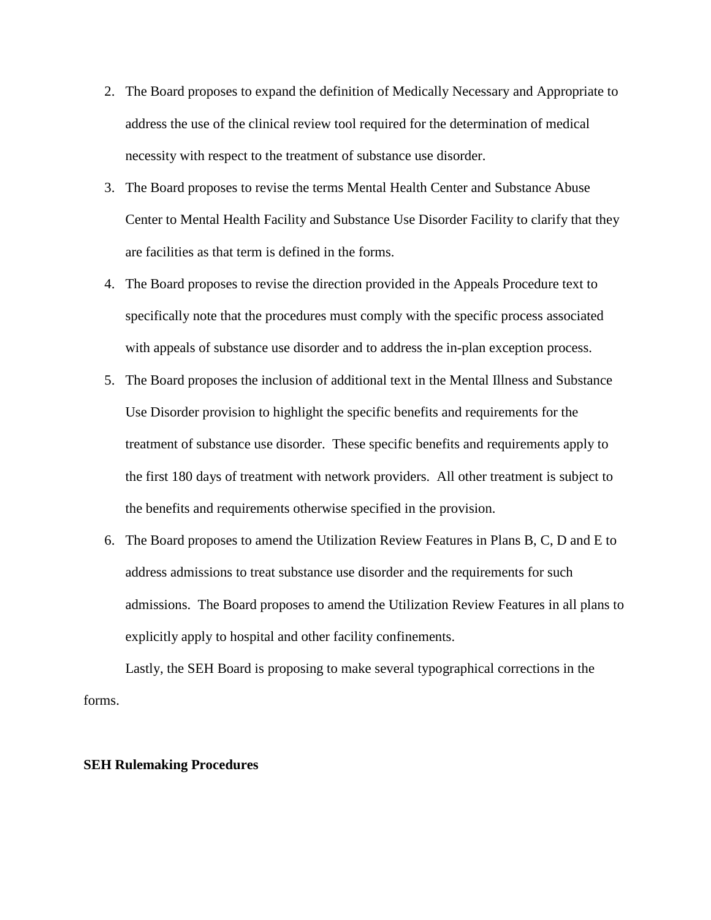2. The Board proposes to expand the definition of Medically Necessary and Appropriate to address the use of the clinical review tool required for the determination of medical necessity with respect to the treatment of substance use disorder.
3. The Board proposes to revise the terms Mental Health Center and Substance Abuse Center to Mental Health Facility and Substance Use Disorder Facility to clarify that they are facilities as that term is defined in the forms.
4. The Board proposes to revise the direction provided in the Appeals Procedure text to specifically note that the procedures must comply with the specific process associated with appeals of substance use disorder and to address the in-plan exception process.
5. The Board proposes the inclusion of additional text in the Mental Illness and Substance Use Disorder provision to highlight the specific benefits and requirements for the treatment of substance use disorder. These specific benefits and requirements apply to the first 180 days of treatment with network providers. All other treatment is subject to the benefits and requirements otherwise specified in the provision.
6. The Board proposes to amend the Utilization Review Features in Plans B, C, D and E to address admissions to treat substance use disorder and the requirements for such admissions. The Board proposes to amend the Utilization Review Features in all plans to explicitly apply to hospital and other facility confinements.

Lastly, the SEH Board is proposing to make several typographical corrections in the forms.

**SEH Rulemaking Procedures**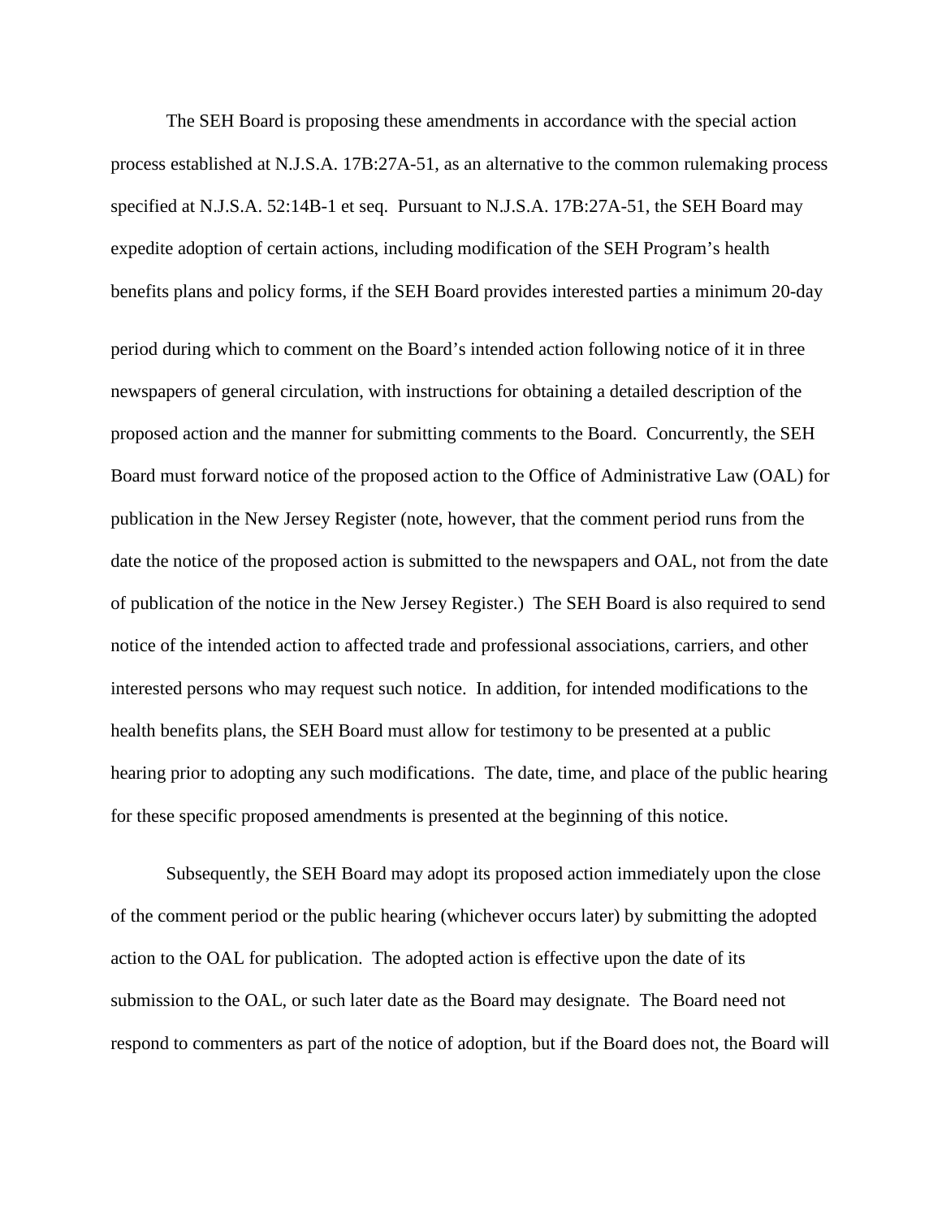The SEH Board is proposing these amendments in accordance with the special action process established at N.J.S.A. 17B:27A-51, as an alternative to the common rulemaking process specified at N.J.S.A. 52:14B-1 et seq. Pursuant to N.J.S.A. 17B:27A-51, the SEH Board may expedite adoption of certain actions, including modification of the SEH Program's health benefits plans and policy forms, if the SEH Board provides interested parties a minimum 20-day period during which to comment on the Board's intended action following notice of it in three newspapers of general circulation, with instructions for obtaining a detailed description of the proposed action and the manner for submitting comments to the Board. Concurrently, the SEH Board must forward notice of the proposed action to the Office of Administrative Law (OAL) for publication in the New Jersey Register (note, however, that the comment period runs from the date the notice of the proposed action is submitted to the newspapers and OAL, not from the date of publication of the notice in the New Jersey Register.) The SEH Board is also required to send notice of the intended action to affected trade and professional associations, carriers, and other interested persons who may request such notice. In addition, for intended modifications to the health benefits plans, the SEH Board must allow for testimony to be presented at a public hearing prior to adopting any such modifications. The date, time, and place of the public hearing for these specific proposed amendments is presented at the beginning of this notice.

Subsequently, the SEH Board may adopt its proposed action immediately upon the close of the comment period or the public hearing (whichever occurs later) by submitting the adopted action to the OAL for publication. The adopted action is effective upon the date of its submission to the OAL, or such later date as the Board may designate. The Board need not respond to commenters as part of the notice of adoption, but if the Board does not, the Board will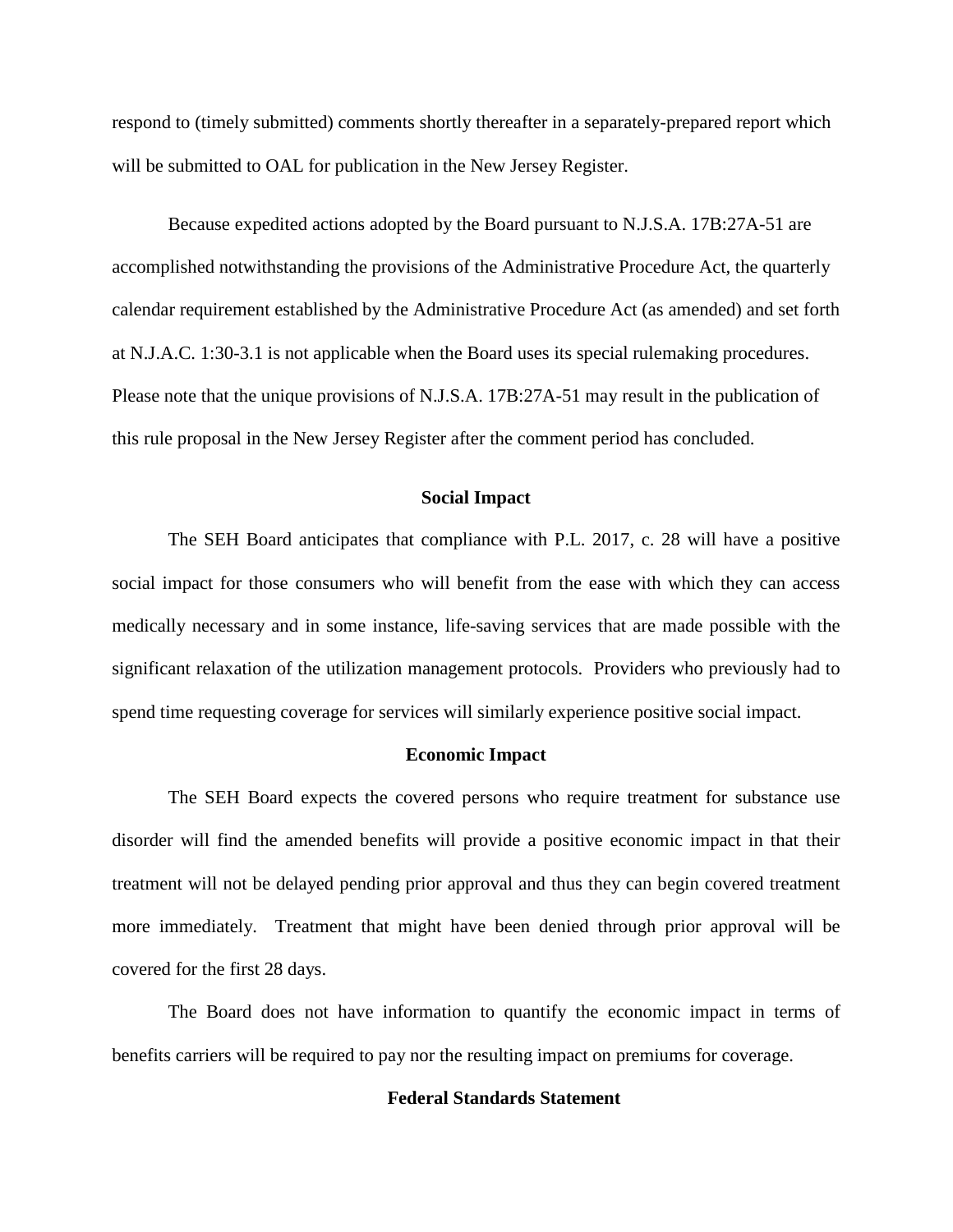respond to (timely submitted) comments shortly thereafter in a separately-prepared report which will be submitted to OAL for publication in the New Jersey Register.

Because expedited actions adopted by the Board pursuant to N.J.S.A. 17B:27A-51 are accomplished notwithstanding the provisions of the Administrative Procedure Act, the quarterly calendar requirement established by the Administrative Procedure Act (as amended) and set forth at N.J.A.C. 1:30-3.1 is not applicable when the Board uses its special rulemaking procedures. Please note that the unique provisions of N.J.S.A. 17B:27A-51 may result in the publication of this rule proposal in the New Jersey Register after the comment period has concluded.

**Social Impact**

The SEH Board anticipates that compliance with P.L. 2017, c. 28 will have a positive social impact for those consumers who will benefit from the ease with which they can access medically necessary and in some instance, life-saving services that are made possible with the significant relaxation of the utilization management protocols. Providers who previously had to spend time requesting coverage for services will similarly experience positive social impact.

**Economic Impact**

The SEH Board expects the covered persons who require treatment for substance use disorder will find the amended benefits will provide a positive economic impact in that their treatment will not be delayed pending prior approval and thus they can begin covered treatment more immediately. Treatment that might have been denied through prior approval will be covered for the first 28 days.

The Board does not have information to quantify the economic impact in terms of benefits carriers will be required to pay nor the resulting impact on premiums for coverage.

**Federal Standards Statement**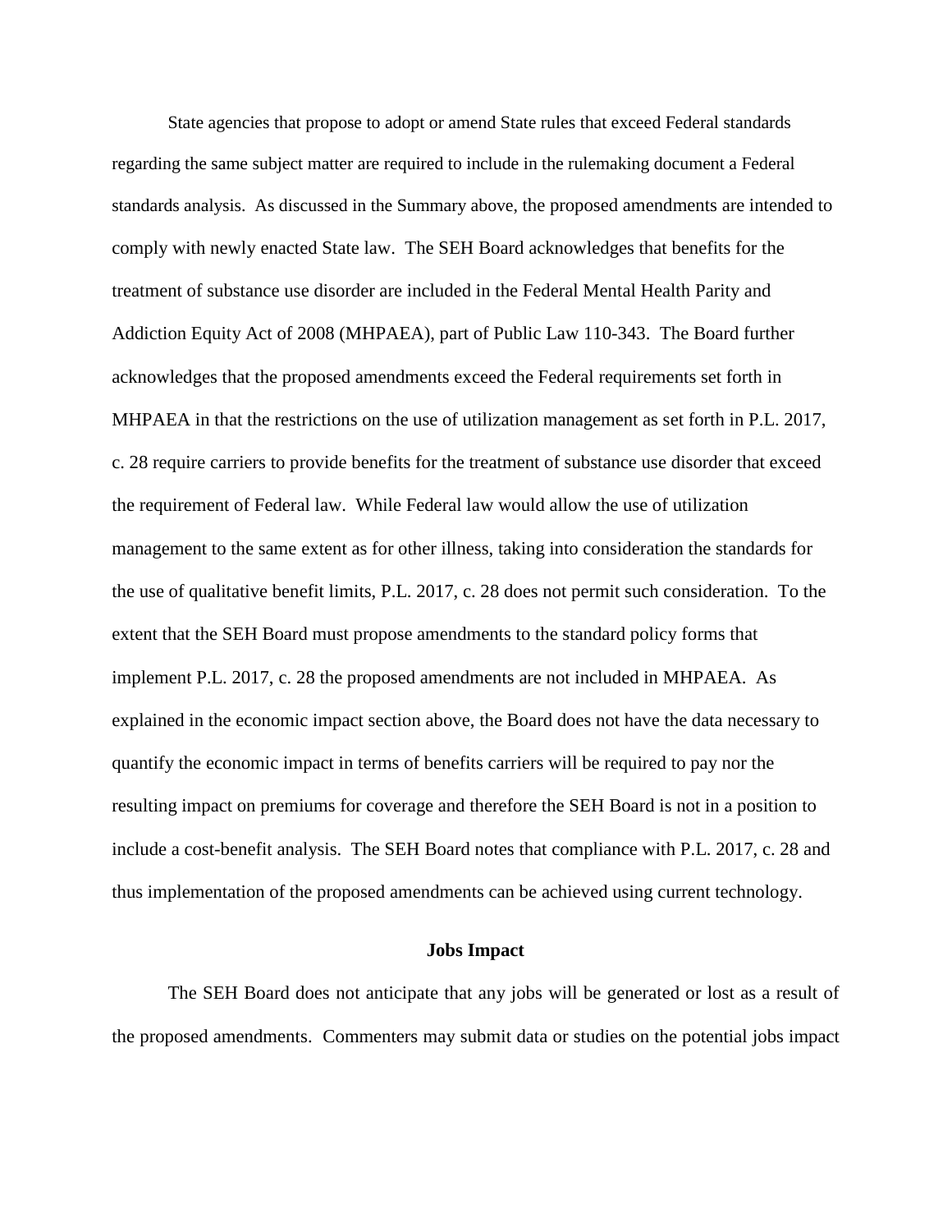State agencies that propose to adopt or amend State rules that exceed Federal standards regarding the same subject matter are required to include in the rulemaking document a Federal standards analysis. As discussed in the Summary above, the proposed amendments are intended to comply with newly enacted State law. The SEH Board acknowledges that benefits for the treatment of substance use disorder are included in the Federal Mental Health Parity and Addiction Equity Act of 2008 (MHPAEA), part of Public Law 110-343. The Board further acknowledges that the proposed amendments exceed the Federal requirements set forth in MHPAEA in that the restrictions on the use of utilization management as set forth in P.L. 2017, c. 28 require carriers to provide benefits for the treatment of substance use disorder that exceed the requirement of Federal law. While Federal law would allow the use of utilization management to the same extent as for other illness, taking into consideration the standards for the use of qualitative benefit limits, P.L. 2017, c. 28 does not permit such consideration. To the extent that the SEH Board must propose amendments to the standard policy forms that implement P.L. 2017, c. 28 the proposed amendments are not included in MHPAEA. As explained in the economic impact section above, the Board does not have the data necessary to quantify the economic impact in terms of benefits carriers will be required to pay nor the resulting impact on premiums for coverage and therefore the SEH Board is not in a position to include a cost-benefit analysis. The SEH Board notes that compliance with P.L. 2017, c. 28 and thus implementation of the proposed amendments can be achieved using current technology.

**Jobs Impact**

The SEH Board does not anticipate that any jobs will be generated or lost as a result of the proposed amendments. Commenters may submit data or studies on the potential jobs impact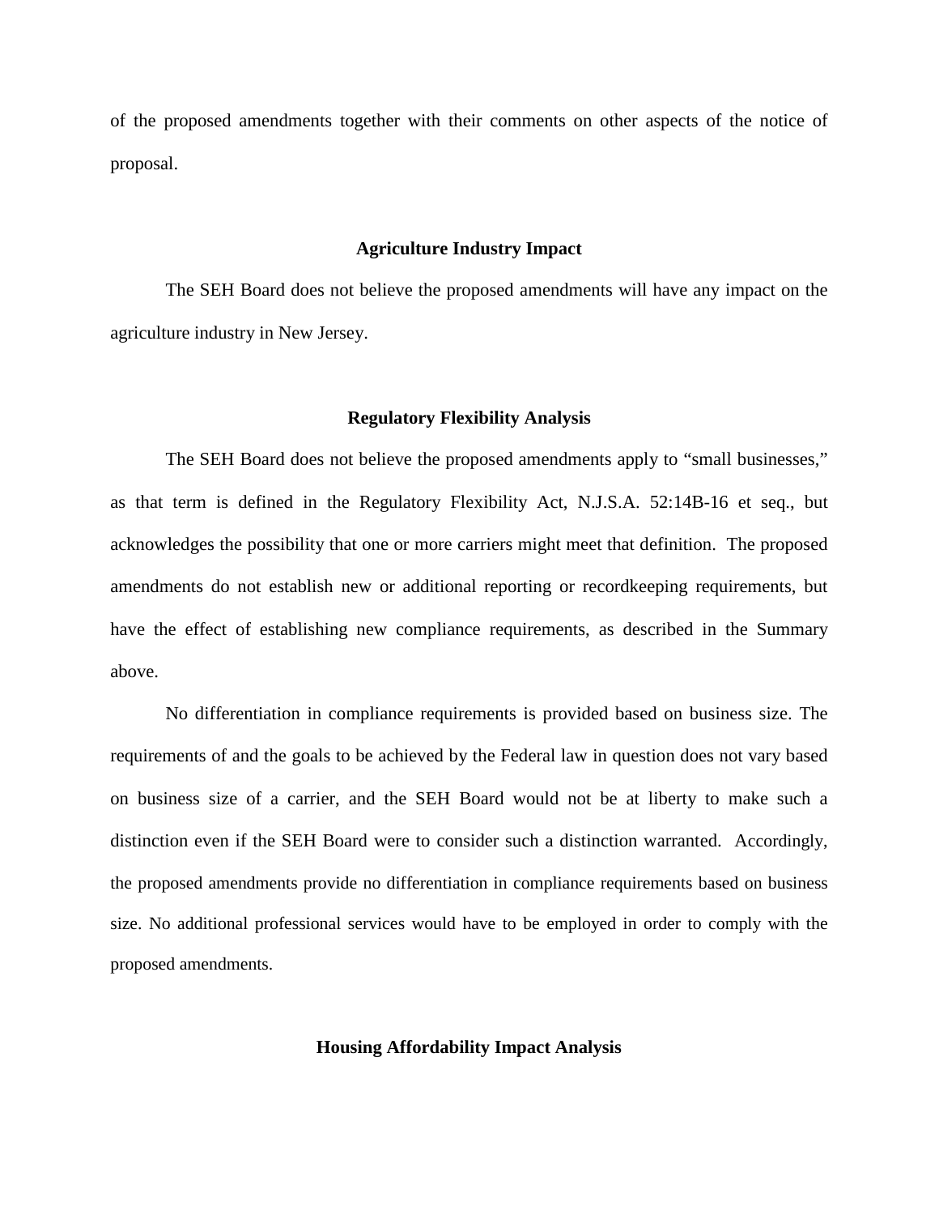of the proposed amendments together with their comments on other aspects of the notice of proposal.

## Agriculture Industry Impact

The SEH Board does not believe the proposed amendments will have any impact on the agriculture industry in New Jersey.

## Regulatory Flexibility Analysis

The SEH Board does not believe the proposed amendments apply to "small businesses," as that term is defined in the Regulatory Flexibility Act, N.J.S.A. 52:14B-16 et seq., but acknowledges the possibility that one or more carriers might meet that definition. The proposed amendments do not establish new or additional reporting or recordkeeping requirements, but have the effect of establishing new compliance requirements, as described in the Summary above.

No differentiation in compliance requirements is provided based on business size. The requirements of and the goals to be achieved by the Federal law in question does not vary based on business size of a carrier, and the SEH Board would not be at liberty to make such a distinction even if the SEH Board were to consider such a distinction warranted. Accordingly, the proposed amendments provide no differentiation in compliance requirements based on business size. No additional professional services would have to be employed in order to comply with the proposed amendments.

## Housing Affordability Impact Analysis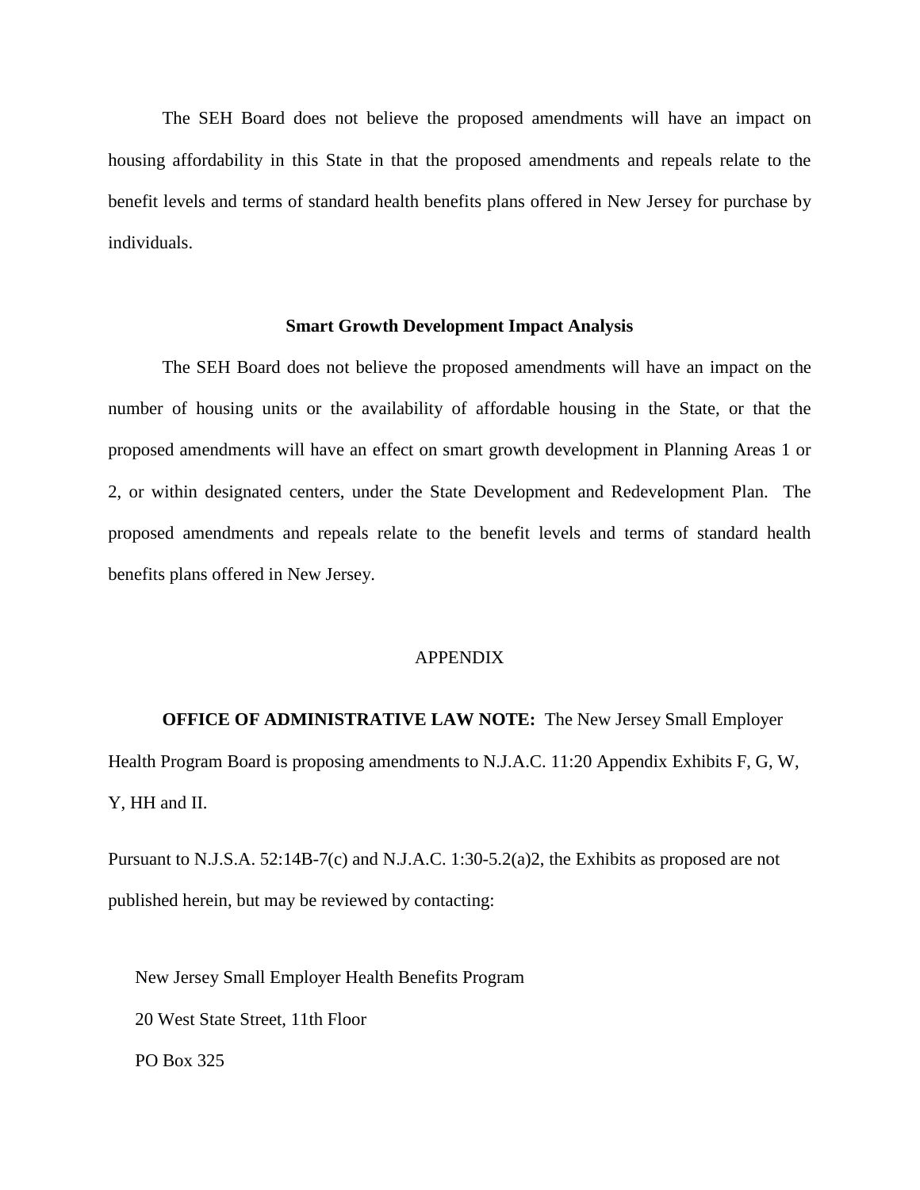The SEH Board does not believe the proposed amendments will have an impact on housing affordability in this State in that the proposed amendments and repeals relate to the benefit levels and terms of standard health benefits plans offered in New Jersey for purchase by individuals.

## Smart Growth Development Impact Analysis

The SEH Board does not believe the proposed amendments will have an impact on the number of housing units or the availability of affordable housing in the State, or that the proposed amendments will have an effect on smart growth development in Planning Areas 1 or 2, or within designated centers, under the State Development and Redevelopment Plan. The proposed amendments and repeals relate to the benefit levels and terms of standard health benefits plans offered in New Jersey.

## APPENDIX

**OFFICE OF ADMINISTRATIVE LAW NOTE:** The New Jersey Small Employer Health Program Board is proposing amendments to N.J.A.C. 11:20 Appendix Exhibits F, G, W, Y, HH and II.

Pursuant to N.J.S.A. 52:14B-7(c) and N.J.A.C. 1:30-5.2(a)2, the Exhibits as proposed are not published herein, but may be reviewed by contacting:

New Jersey Small Employer Health Benefits Program
20 West State Street, 11th Floor
PO Box 325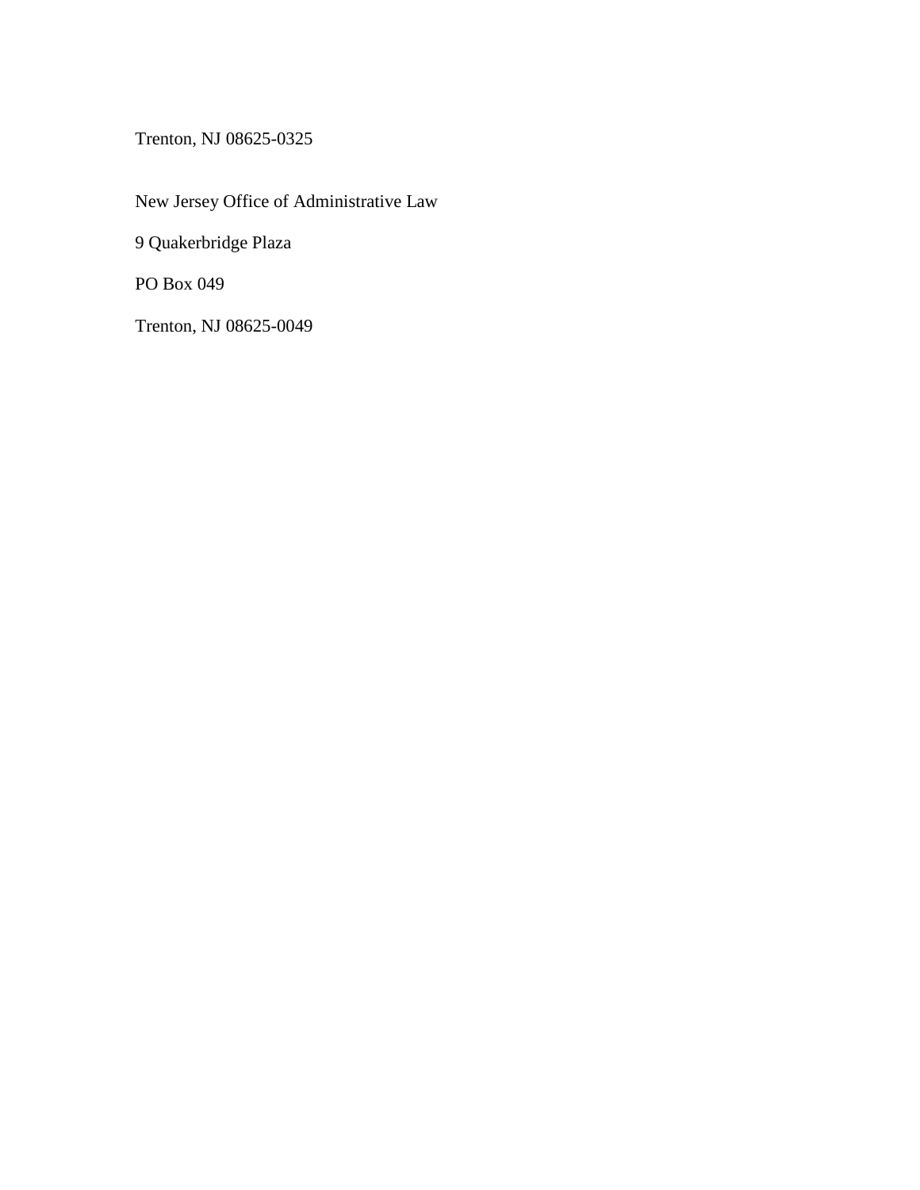Trenton, NJ 08625-0325

New Jersey Office of Administrative Law

9 Quakerbridge Plaza

PO Box 049

Trenton, NJ 08625-0049